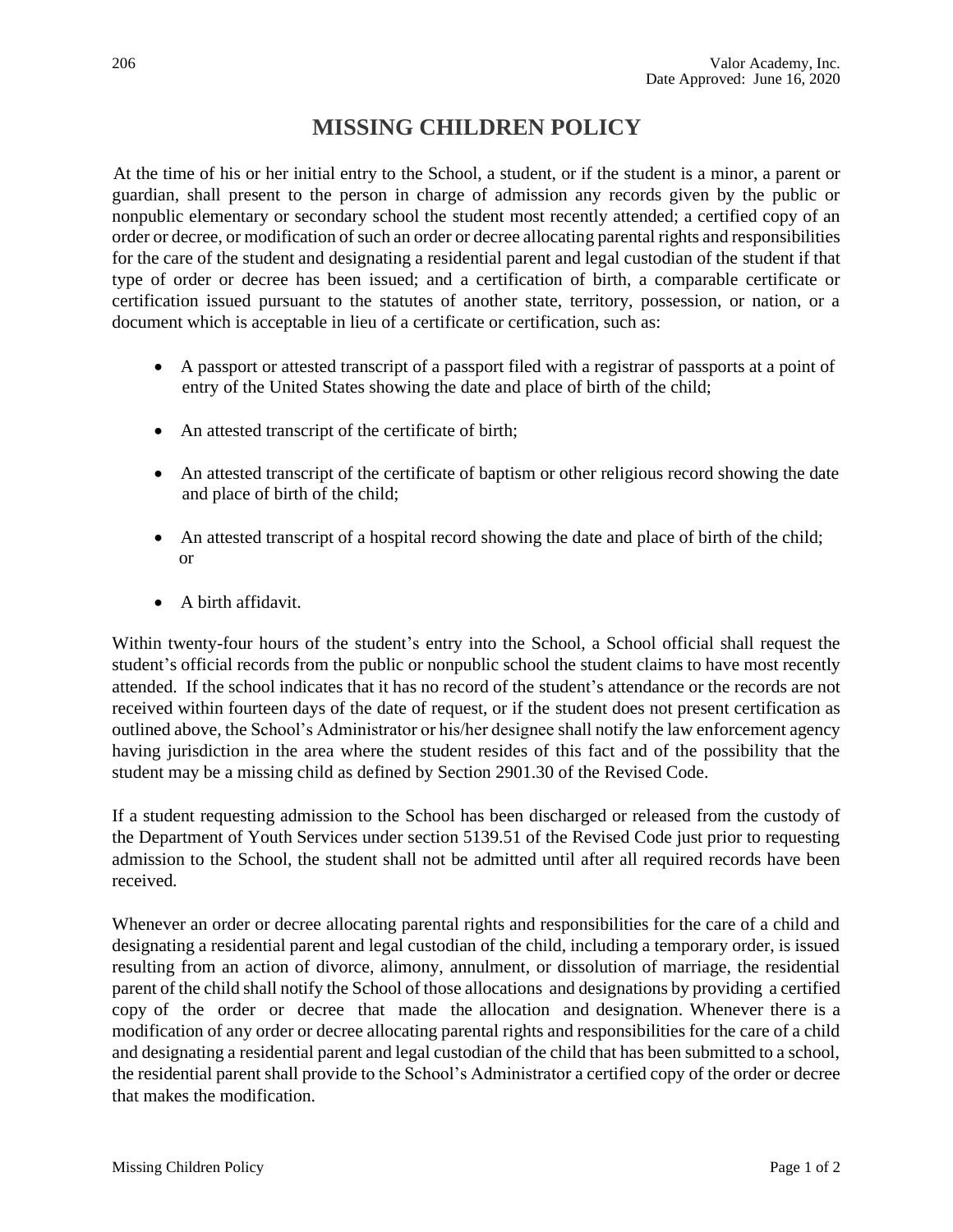# MISSING CHILDREN POLICY

At the time of his or her initial entry to the School, a student, or if the student is a minor, a parent or guardian, shall present to the person in charge of admission any records given by the public or nonpublic elementary or secondary school the student most recently attended; a certified copy of an order or decree, or modification of such an order or decree allocating parental rights and responsibilities for the care of the student and designating a residential parent and legal custodian of the student if that type of order or decree has been issued; and a certification of birth, a comparable certificate or certification issued pursuant to the statutes of another state, territory, possession, or nation, or a document which is acceptable in lieu of a certificate or certification, such as:

- A passport or attested transcript of a passport filed with a registrar of passports at a point of entry of the United States showing the date and place of birth of the child;
- An attested transcript of the certificate of birth;
- An attested transcript of the certificate of baptism or other religious record showing the date and place of birth of the child;
- An attested transcript of a hospital record showing the date and place of birth of the child; or
- A birth affidavit.

Within twenty-four hours of the student's entry into the School, a School official shall request the student's official records from the public or nonpublic school the student claims to have most recently attended. If the school indicates that it has no record of the student's attendance or the records are not received within fourteen days of the date of request, or if the student does not present certification as outlined above, the School's Administrator or his/her designee shall notify the law enforcement agency having jurisdiction in the area where the student resides of this fact and of the possibility that the student may be a missing child as defined by Section 2901.30 of the Revised Code.

If a student requesting admission to the School has been discharged or released from the custody of the Department of Youth Services under section 5139.51 of the Revised Code just prior to requesting admission to the School, the student shall not be admitted until after all required records have been received.

Whenever an order or decree allocating parental rights and responsibilities for the care of a child and designating a residential parent and legal custodian of the child, including a temporary order, is issued resulting from an action of divorce, alimony, annulment, or dissolution of marriage, the residential parent of the child shall notify the School of those allocations and designations by providing a certified copy of the order or decree that made the allocation and designation. Whenever there is a modification of any order or decree allocating parental rights and responsibilities for the care of a child and designating a residential parent and legal custodian of the child that has been submitted to a school, the residential parent shall provide to the School's Administrator a certified copy of the order or decree that makes the modification.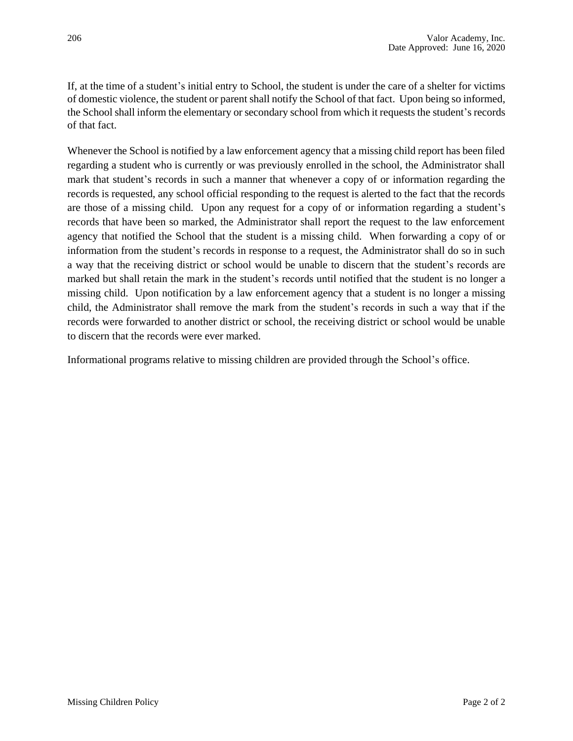If, at the time of a student's initial entry to School, the student is under the care of a shelter for victims of domestic violence, the student or parent shall notify the School of that fact. Upon being so informed, the School shall inform the elementary or secondary school from which it requests the student's records of that fact.

Whenever the School is notified by a law enforcement agency that a missing child report has been filed regarding a student who is currently or was previously enrolled in the school, the Administrator shall mark that student's records in such a manner that whenever a copy of or information regarding the records is requested, any school official responding to the request is alerted to the fact that the records are those of a missing child. Upon any request for a copy of or information regarding a student's records that have been so marked, the Administrator shall report the request to the law enforcement agency that notified the School that the student is a missing child. When forwarding a copy of or information from the student's records in response to a request, the Administrator shall do so in such a way that the receiving district or school would be unable to discern that the student's records are marked but shall retain the mark in the student's records until notified that the student is no longer a missing child. Upon notification by a law enforcement agency that a student is no longer a missing child, the Administrator shall remove the mark from the student's records in such a way that if the records were forwarded to another district or school, the receiving district or school would be unable to discern that the records were ever marked.

Informational programs relative to missing children are provided through the School's office.